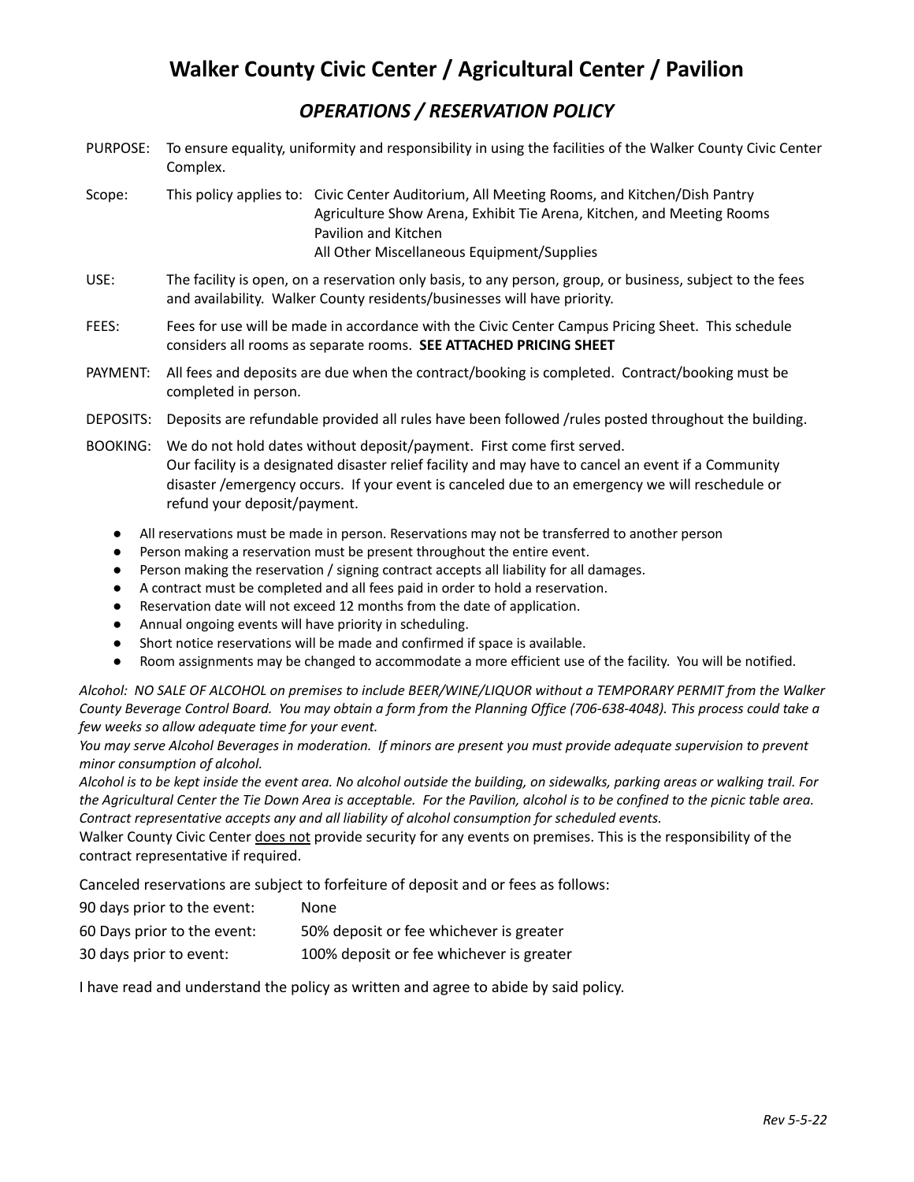# Walker County Civic Center / Agricultural Center / Pavilion

## *OPERATIONS / RESERVATION POLICY*

PURPOSE: To ensure equality, uniformity and responsibility in using the facilities of the Walker County Civic Center Complex.

Scope: This policy applies to: Civic Center Auditorium, All Meeting Rooms, and Kitchen/Dish Pantry
Agriculture Show Arena, Exhibit Tie Arena, Kitchen, and Meeting Rooms
Pavilion and Kitchen
All Other Miscellaneous Equipment/Supplies

USE: The facility is open, on a reservation only basis, to any person, group, or business, subject to the fees and availability. Walker County residents/businesses will have priority.

FEES: Fees for use will be made in accordance with the Civic Center Campus Pricing Sheet. This schedule considers all rooms as separate rooms. **SEE ATTACHED PRICING SHEET**

PAYMENT: All fees and deposits are due when the contract/booking is completed. Contract/booking must be completed in person.

DEPOSITS: Deposits are refundable provided all rules have been followed /rules posted throughout the building.

BOOKING: We do not hold dates without deposit/payment. First come first served.
Our facility is a designated disaster relief facility and may have to cancel an event if a Community disaster /emergency occurs. If your event is canceled due to an emergency we will reschedule or refund your deposit/payment.

- All reservations must be made in person. Reservations may not be transferred to another person
- Person making a reservation must be present throughout the entire event.
- Person making the reservation / signing contract accepts all liability for all damages.
- A contract must be completed and all fees paid in order to hold a reservation.
- Reservation date will not exceed 12 months from the date of application.
- Annual ongoing events will have priority in scheduling.
- Short notice reservations will be made and confirmed if space is available.
- Room assignments may be changed to accommodate a more efficient use of the facility. You will be notified.

*Alcohol: NO SALE OF ALCOHOL on premises to include BEER/WINE/LIQUOR without a TEMPORARY PERMIT from the Walker County Beverage Control Board. You may obtain a form from the Planning Office (706-638-4048). This process could take a few weeks so allow adequate time for your event.*
*You may serve Alcohol Beverages in moderation. If minors are present you must provide adequate supervision to prevent minor consumption of alcohol.*
*Alcohol is to be kept inside the event area. No alcohol outside the building, on sidewalks, parking areas or walking trail. For the Agricultural Center the Tie Down Area is acceptable. For the Pavilion, alcohol is to be confined to the picnic table area. Contract representative accepts any and all liability of alcohol consumption for scheduled events.*
Walker County Civic Center does not provide security for any events on premises. This is the responsibility of the contract representative if required.

Canceled reservations are subject to forfeiture of deposit and or fees as follows:

| | |
|---|---|
| 90 days prior to the event: | None |
| 60 Days prior to the event: | 50% deposit or fee whichever is greater |
| 30 days prior to event: | 100% deposit or fee whichever is greater |

I have read and understand the policy as written and agree to abide by said policy.

*Rev 5-5-22*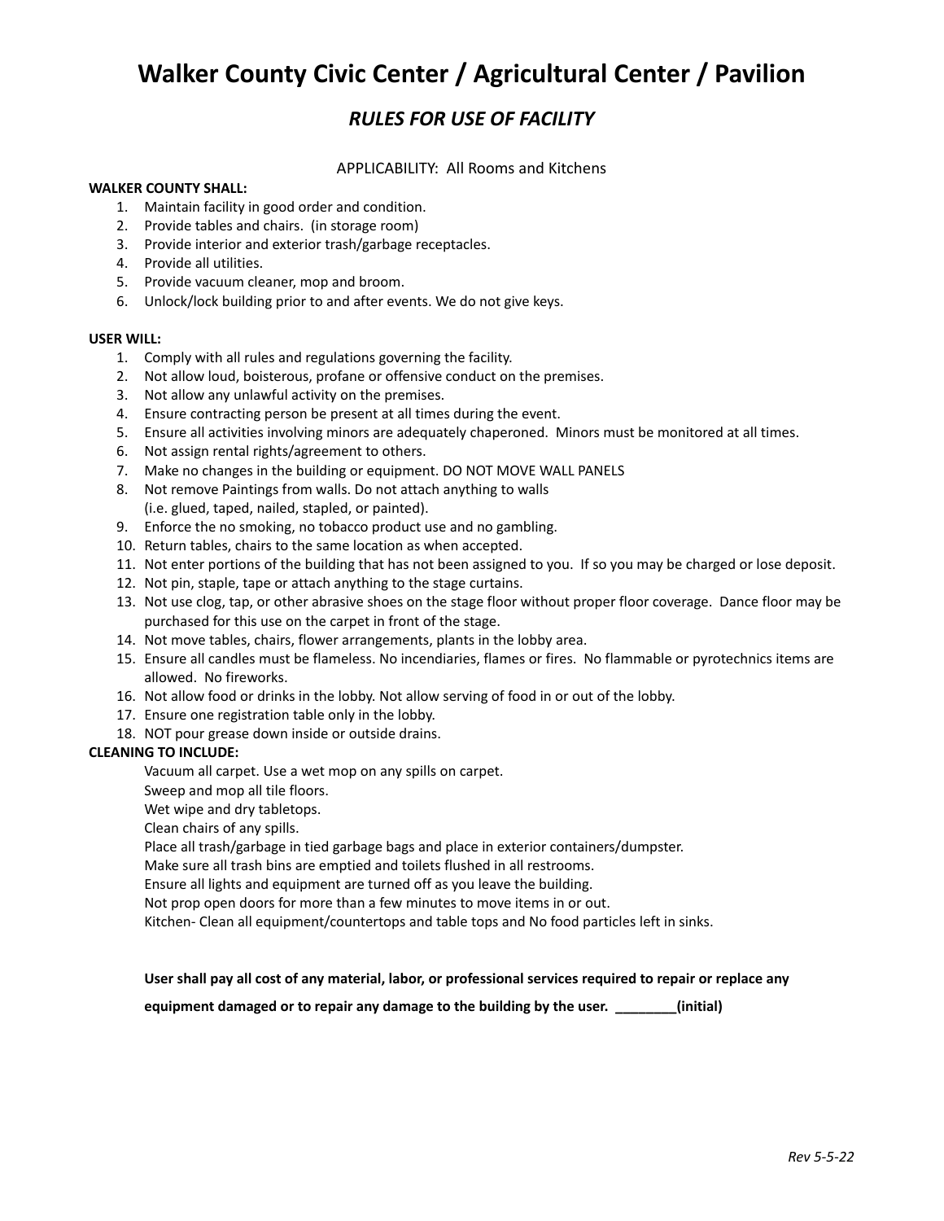# Walker County Civic Center / Agricultural Center / Pavilion

## *RULES FOR USE OF FACILITY*

APPLICABILITY: All Rooms and Kitchens

**WALKER COUNTY SHALL:**

1. Maintain facility in good order and condition.
2. Provide tables and chairs. (in storage room)
3. Provide interior and exterior trash/garbage receptacles.
4. Provide all utilities.
5. Provide vacuum cleaner, mop and broom.
6. Unlock/lock building prior to and after events. We do not give keys.

**USER WILL:**

1. Comply with all rules and regulations governing the facility.
2. Not allow loud, boisterous, profane or offensive conduct on the premises.
3. Not allow any unlawful activity on the premises.
4. Ensure contracting person be present at all times during the event.
5. Ensure all activities involving minors are adequately chaperoned. Minors must be monitored at all times.
6. Not assign rental rights/agreement to others.
7. Make no changes in the building or equipment. DO NOT MOVE WALL PANELS
8. Not remove Paintings from walls. Do not attach anything to walls (i.e. glued, taped, nailed, stapled, or painted).
9. Enforce the no smoking, no tobacco product use and no gambling.
10. Return tables, chairs to the same location as when accepted.
11. Not enter portions of the building that has not been assigned to you. If so you may be charged or lose deposit.
12. Not pin, staple, tape or attach anything to the stage curtains.
13. Not use clog, tap, or other abrasive shoes on the stage floor without proper floor coverage. Dance floor may be purchased for this use on the carpet in front of the stage.
14. Not move tables, chairs, flower arrangements, plants in the lobby area.
15. Ensure all candles must be flameless. No incendiaries, flames or fires. No flammable or pyrotechnics items are allowed. No fireworks.
16. Not allow food or drinks in the lobby. Not allow serving of food in or out of the lobby.
17. Ensure one registration table only in the lobby.
18. NOT pour grease down inside or outside drains.

**CLEANING TO INCLUDE:**

Vacuum all carpet. Use a wet mop on any spills on carpet.
Sweep and mop all tile floors.
Wet wipe and dry tabletops.
Clean chairs of any spills.
Place all trash/garbage in tied garbage bags and place in exterior containers/dumpster.
Make sure all trash bins are emptied and toilets flushed in all restrooms.
Ensure all lights and equipment are turned off as you leave the building.
Not prop open doors for more than a few minutes to move items in or out.
Kitchen- Clean all equipment/countertops and table tops and No food particles left in sinks.

**User shall pay all cost of any material, labor, or professional services required to repair or replace any equipment damaged or to repair any damage to the building by the user. ________(initial)**

*Rev 5-5-22*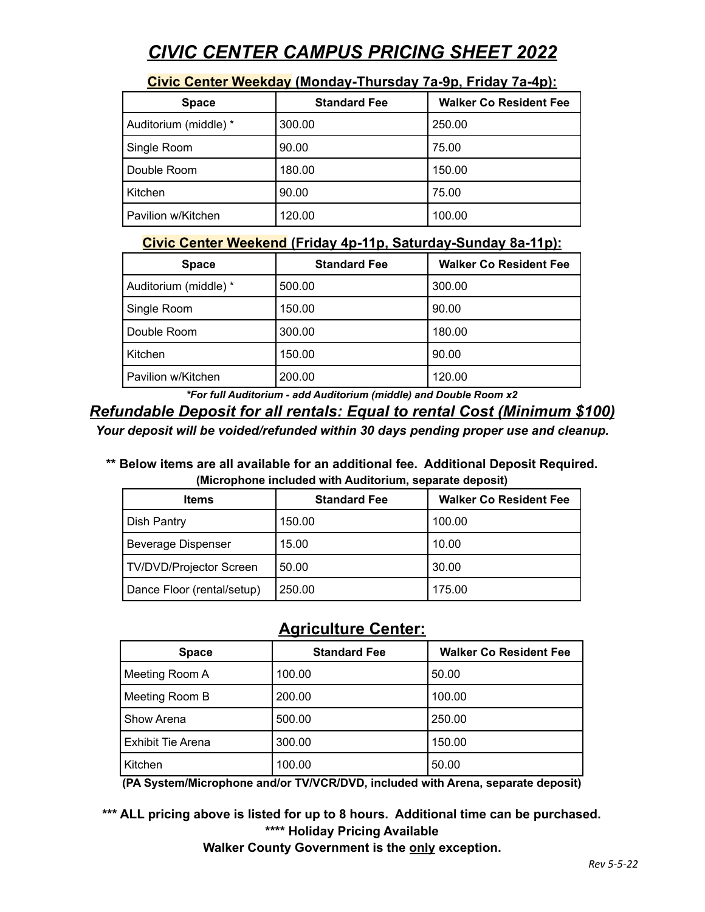# *CIVIC CENTER CAMPUS PRICING SHEET 2022*

**Civic Center Weekday (Monday-Thursday 7a-9p, Friday 7a-4p):**

| Space | Standard Fee | Walker Co Resident Fee |
|---|---|---|
| Auditorium (middle) * | 300.00 | 250.00 |
| Single Room | 90.00 | 75.00 |
| Double Room | 180.00 | 150.00 |
| Kitchen | 90.00 | 75.00 |
| Pavilion w/Kitchen | 120.00 | 100.00 |

**Civic Center Weekend (Friday 4p-11p, Saturday-Sunday 8a-11p):**

| Space | Standard Fee | Walker Co Resident Fee |
|---|---|---|
| Auditorium (middle) * | 500.00 | 300.00 |
| Single Room | 150.00 | 90.00 |
| Double Room | 300.00 | 180.00 |
| Kitchen | 150.00 | 90.00 |
| Pavilion w/Kitchen | 200.00 | 120.00 |

***For full Auditorium - add Auditorium (middle) and Double Room x2***

***Refundable Deposit for all rentals: Equal to rental Cost (Minimum $100)***

***Your deposit will be voided/refunded within 30 days pending proper use and cleanup.***

**** Below items are all available for an additional fee. Additional Deposit Required.**
**(Microphone included with Auditorium, separate deposit)**

| Items | Standard Fee | Walker Co Resident Fee |
|---|---|---|
| Dish Pantry | 150.00 | 100.00 |
| Beverage Dispenser | 15.00 | 10.00 |
| TV/DVD/Projector Screen | 50.00 | 30.00 |
| Dance Floor (rental/setup) | 250.00 | 175.00 |

## Agriculture Center:

| Space | Standard Fee | Walker Co Resident Fee |
|---|---|---|
| Meeting Room A | 100.00 | 50.00 |
| Meeting Room B | 200.00 | 100.00 |
| Show Arena | 500.00 | 250.00 |
| Exhibit Tie Arena | 300.00 | 150.00 |
| Kitchen | 100.00 | 50.00 |

**(PA System/Microphone and/or TV/VCR/DVD, included with Arena, separate deposit)**

***** ALL pricing above is listed for up to 8 hours. Additional time can be purchased.**
****** Holiday Pricing Available**
**Walker County Government is the only exception.**

*Rev 5-5-22*